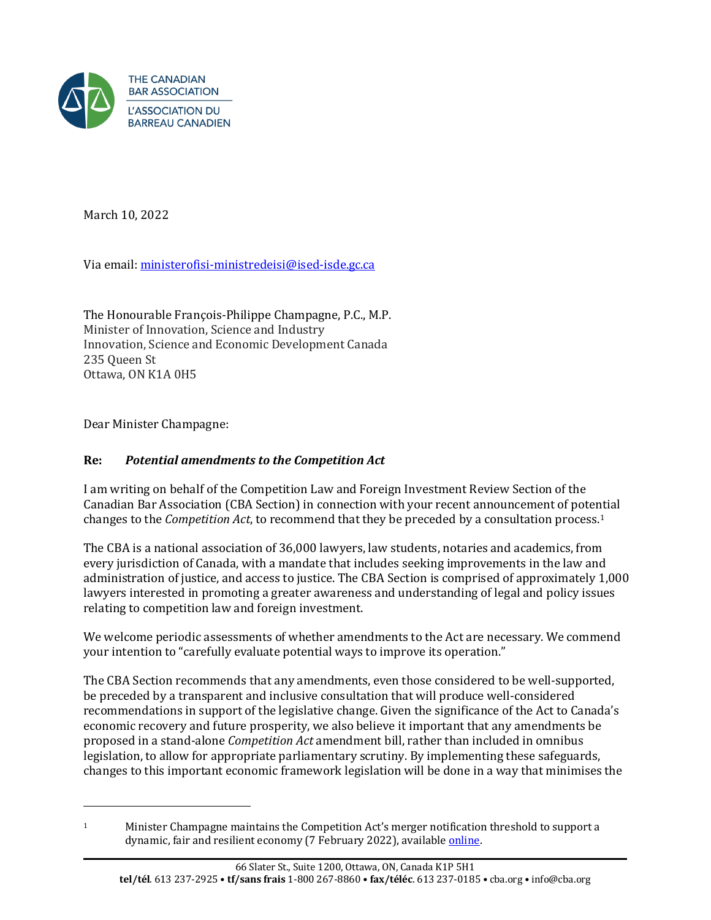THE CANADIAN BAR ASSOCIATION
L'ASSOCIATION DU BARREAU CANADIEN

March 10, 2022

Via email: ministerofisi-ministredeisi@ised-isde.gc.ca

The Honourable François-Philippe Champagne, P.C., M.P.
Minister of Innovation, Science and Industry
Innovation, Science and Economic Development Canada
235 Queen St
Ottawa, ON K1A 0H5

Dear Minister Champagne:

**Re: *Potential amendments to the Competition Act***

I am writing on behalf of the Competition Law and Foreign Investment Review Section of the Canadian Bar Association (CBA Section) in connection with your recent announcement of potential changes to the *Competition Act*, to recommend that they be preceded by a consultation process.[1]

The CBA is a national association of 36,000 lawyers, law students, notaries and academics, from every jurisdiction of Canada, with a mandate that includes seeking improvements in the law and administration of justice, and access to justice. The CBA Section is comprised of approximately 1,000 lawyers interested in promoting a greater awareness and understanding of legal and policy issues relating to competition law and foreign investment.

We welcome periodic assessments of whether amendments to the Act are necessary. We commend your intention to "carefully evaluate potential ways to improve its operation."

The CBA Section recommends that any amendments, even those considered to be well-supported, be preceded by a transparent and inclusive consultation that will produce well-considered recommendations in support of the legislative change. Given the significance of the Act to Canada's economic recovery and future prosperity, we also believe it important that any amendments be proposed in a stand-alone *Competition Act* amendment bill, rather than included in omnibus legislation, to allow for appropriate parliamentary scrutiny. By implementing these safeguards, changes to this important economic framework legislation will be done in a way that minimises the

---

[1] Minister Champagne maintains the Competition Act's merger notification threshold to support a dynamic, fair and resilient economy (7 February 2022), available online.

66 Slater St., Suite 1200, Ottawa, ON, Canada K1P 5H1
**tel/tél**. 613 237-2925 • **tf/sans frais** 1-800 267-8860 • **fax/téléc**. 613 237-0185 • cba.org • info@cba.org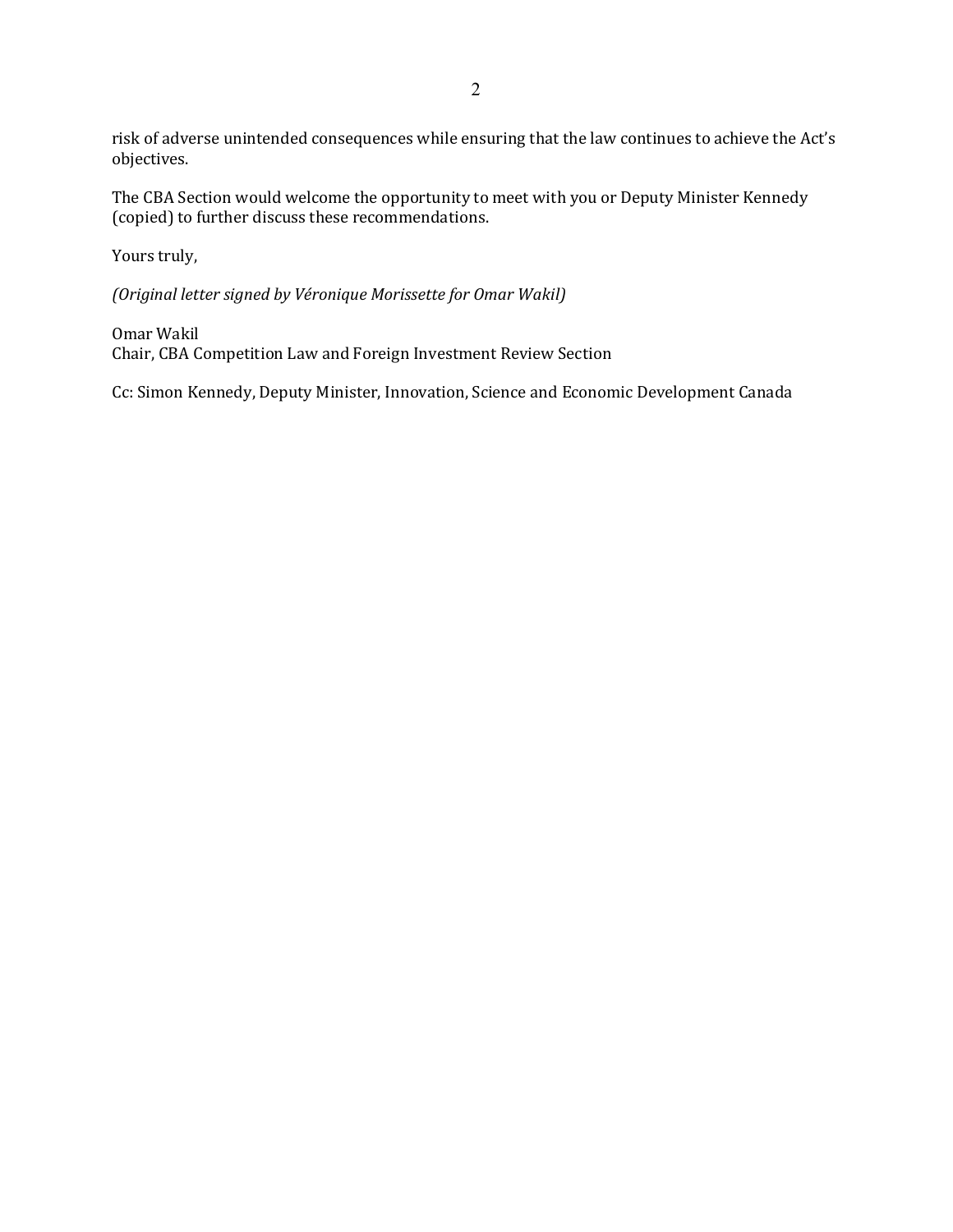risk of adverse unintended consequences while ensuring that the law continues to achieve the Act's objectives.

The CBA Section would welcome the opportunity to meet with you or Deputy Minister Kennedy (copied) to further discuss these recommendations.

Yours truly,

*(Original letter signed by Véronique Morissette for Omar Wakil)*

Omar Wakil
Chair, CBA Competition Law and Foreign Investment Review Section

Cc: Simon Kennedy, Deputy Minister, Innovation, Science and Economic Development Canada